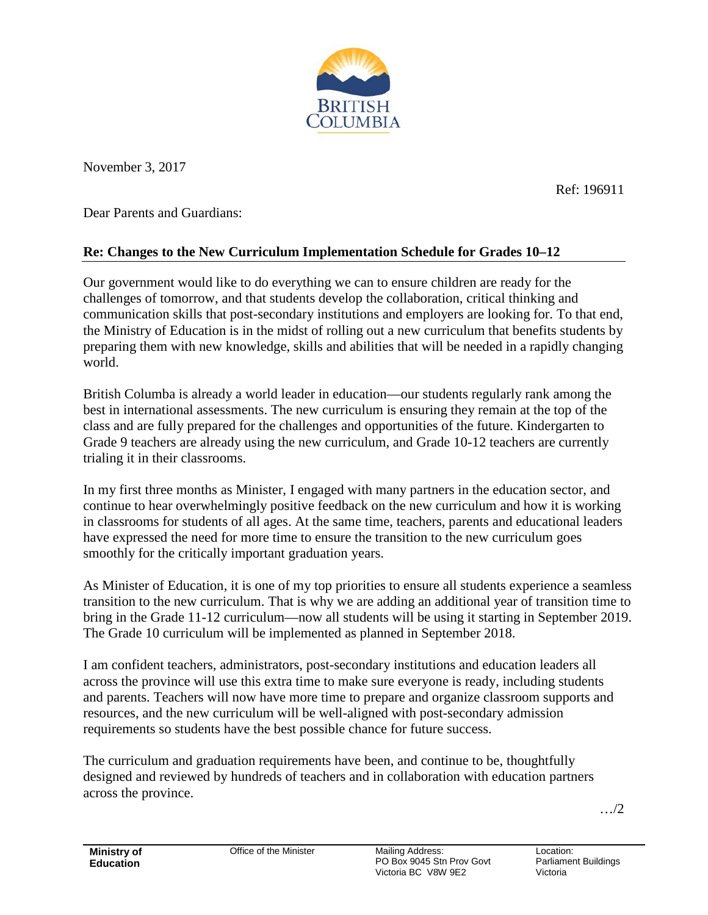BRITISH COLUMBIA

November 3, 2017

Ref: 196911

Dear Parents and Guardians:

**Re: Changes to the New Curriculum Implementation Schedule for Grades 10–12**

Our government would like to do everything we can to ensure children are ready for the challenges of tomorrow, and that students develop the collaboration, critical thinking and communication skills that post-secondary institutions and employers are looking for. To that end, the Ministry of Education is in the midst of rolling out a new curriculum that benefits students by preparing them with new knowledge, skills and abilities that will be needed in a rapidly changing world.

British Columba is already a world leader in education—our students regularly rank among the best in international assessments. The new curriculum is ensuring they remain at the top of the class and are fully prepared for the challenges and opportunities of the future. Kindergarten to Grade 9 teachers are already using the new curriculum, and Grade 10-12 teachers are currently trialing it in their classrooms.

In my first three months as Minister, I engaged with many partners in the education sector, and continue to hear overwhelmingly positive feedback on the new curriculum and how it is working in classrooms for students of all ages. At the same time, teachers, parents and educational leaders have expressed the need for more time to ensure the transition to the new curriculum goes smoothly for the critically important graduation years.

As Minister of Education, it is one of my top priorities to ensure all students experience a seamless transition to the new curriculum. That is why we are adding an additional year of transition time to bring in the Grade 11-12 curriculum—now all students will be using it starting in September 2019. The Grade 10 curriculum will be implemented as planned in September 2018.

I am confident teachers, administrators, post-secondary institutions and education leaders all across the province will use this extra time to make sure everyone is ready, including students and parents. Teachers will now have more time to prepare and organize classroom supports and resources, and the new curriculum will be well-aligned with post-secondary admission requirements so students have the best possible chance for future success.

The curriculum and graduation requirements have been, and continue to be, thoughtfully designed and reviewed by hundreds of teachers and in collaboration with education partners across the province.

…/2

**Ministry of Education** | Office of the Minister | Mailing Address: PO Box 9045 Stn Prov Govt Victoria BC V8W 9E2 | Location: Parliament Buildings Victoria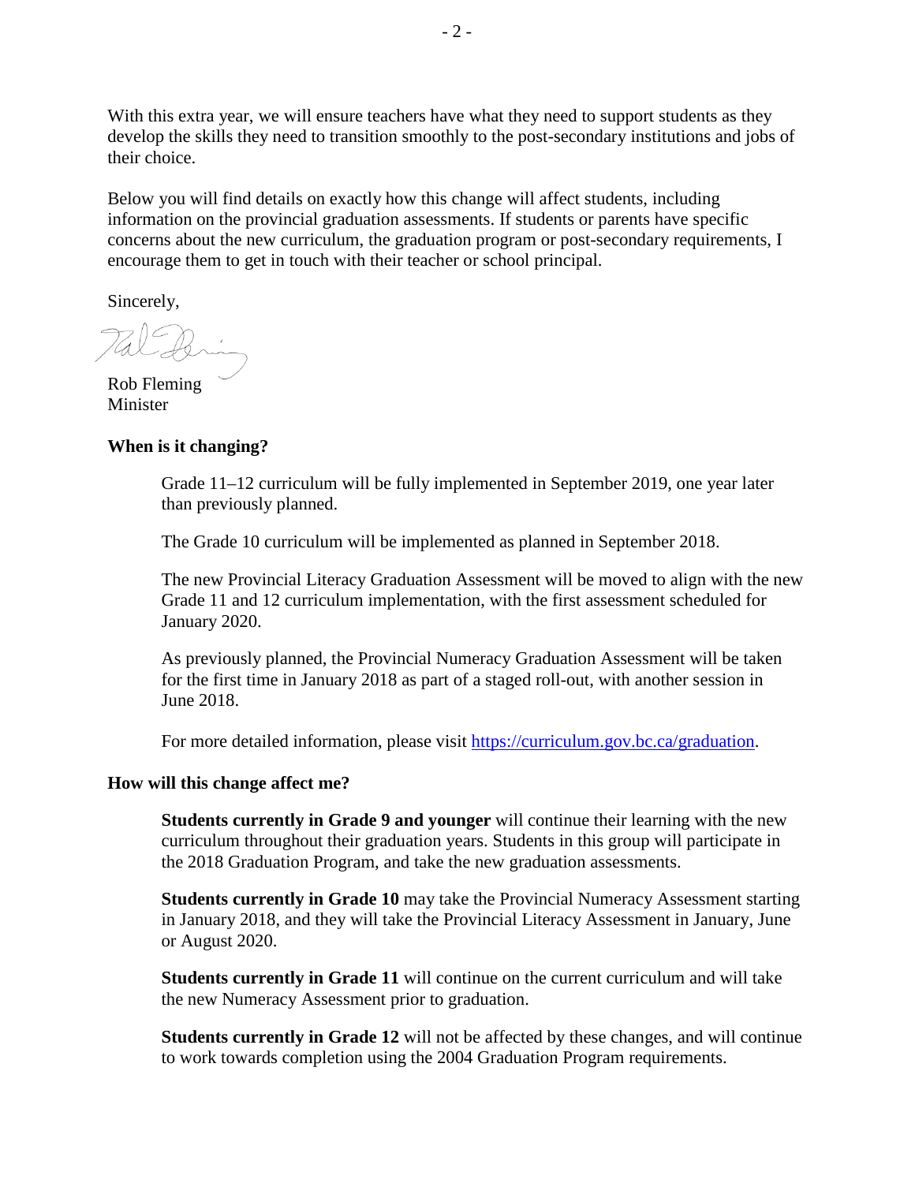With this extra year, we will ensure teachers have what they need to support students as they develop the skills they need to transition smoothly to the post-secondary institutions and jobs of their choice.

Below you will find details on exactly how this change will affect students, including information on the provincial graduation assessments. If students or parents have specific concerns about the new curriculum, the graduation program or post-secondary requirements, I encourage them to get in touch with their teacher or school principal.

Sincerely,

Rob Fleming
Minister

**When is it changing?**

Grade 11–12 curriculum will be fully implemented in September 2019, one year later than previously planned.

The Grade 10 curriculum will be implemented as planned in September 2018.

The new Provincial Literacy Graduation Assessment will be moved to align with the new Grade 11 and 12 curriculum implementation, with the first assessment scheduled for January 2020.

As previously planned, the Provincial Numeracy Graduation Assessment will be taken for the first time in January 2018 as part of a staged roll-out, with another session in June 2018.

For more detailed information, please visit https://curriculum.gov.bc.ca/graduation.

**How will this change affect me?**

**Students currently in Grade 9 and younger** will continue their learning with the new curriculum throughout their graduation years. Students in this group will participate in the 2018 Graduation Program, and take the new graduation assessments.

**Students currently in Grade 10** may take the Provincial Numeracy Assessment starting in January 2018, and they will take the Provincial Literacy Assessment in January, June or August 2020.

**Students currently in Grade 11** will continue on the current curriculum and will take the new Numeracy Assessment prior to graduation.

**Students currently in Grade 12** will not be affected by these changes, and will continue to work towards completion using the 2004 Graduation Program requirements.